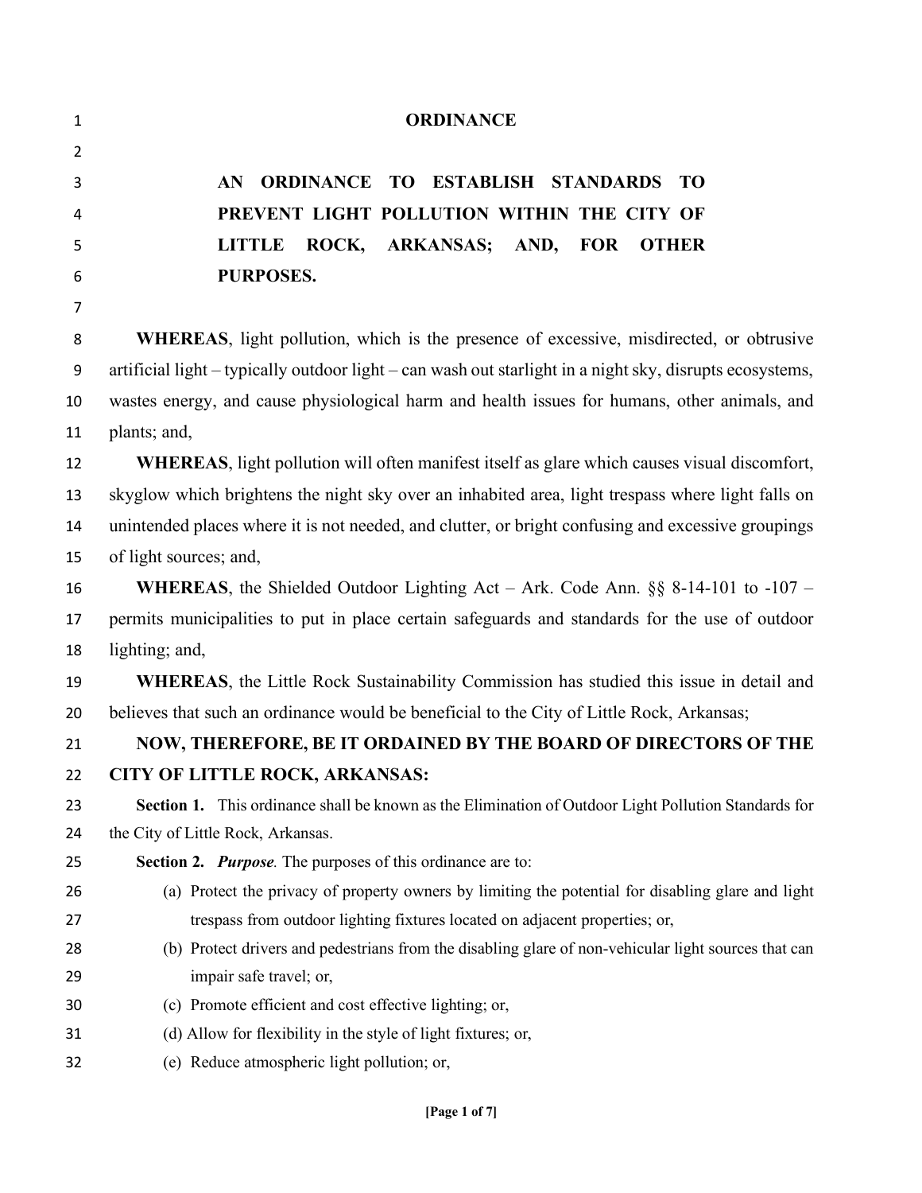# ORDINANCE

## AN ORDINANCE TO ESTABLISH STANDARDS TO PREVENT LIGHT POLLUTION WITHIN THE CITY OF LITTLE ROCK, ARKANSAS; AND, FOR OTHER PURPOSES.

**WHEREAS**, light pollution, which is the presence of excessive, misdirected, or obtrusive artificial light – typically outdoor light – can wash out starlight in a night sky, disrupts ecosystems, wastes energy, and cause physiological harm and health issues for humans, other animals, and plants; and,

**WHEREAS**, light pollution will often manifest itself as glare which causes visual discomfort, skyglow which brightens the night sky over an inhabited area, light trespass where light falls on unintended places where it is not needed, and clutter, or bright confusing and excessive groupings of light sources; and,

**WHEREAS**, the Shielded Outdoor Lighting Act – Ark. Code Ann. §§ 8-14-101 to -107 – permits municipalities to put in place certain safeguards and standards for the use of outdoor lighting; and,

**WHEREAS**, the Little Rock Sustainability Commission has studied this issue in detail and believes that such an ordinance would be beneficial to the City of Little Rock, Arkansas;

**NOW, THEREFORE, BE IT ORDAINED BY THE BOARD OF DIRECTORS OF THE CITY OF LITTLE ROCK, ARKANSAS:**

**Section 1.** This ordinance shall be known as the Elimination of Outdoor Light Pollution Standards for the City of Little Rock, Arkansas.

**Section 2.** ***Purpose***. The purposes of this ordinance are to:

(a) Protect the privacy of property owners by limiting the potential for disabling glare and light trespass from outdoor lighting fixtures located on adjacent properties; or,

(b) Protect drivers and pedestrians from the disabling glare of non-vehicular light sources that can impair safe travel; or,

(c) Promote efficient and cost effective lighting; or,

(d) Allow for flexibility in the style of light fixtures; or,

(e) Reduce atmospheric light pollution; or,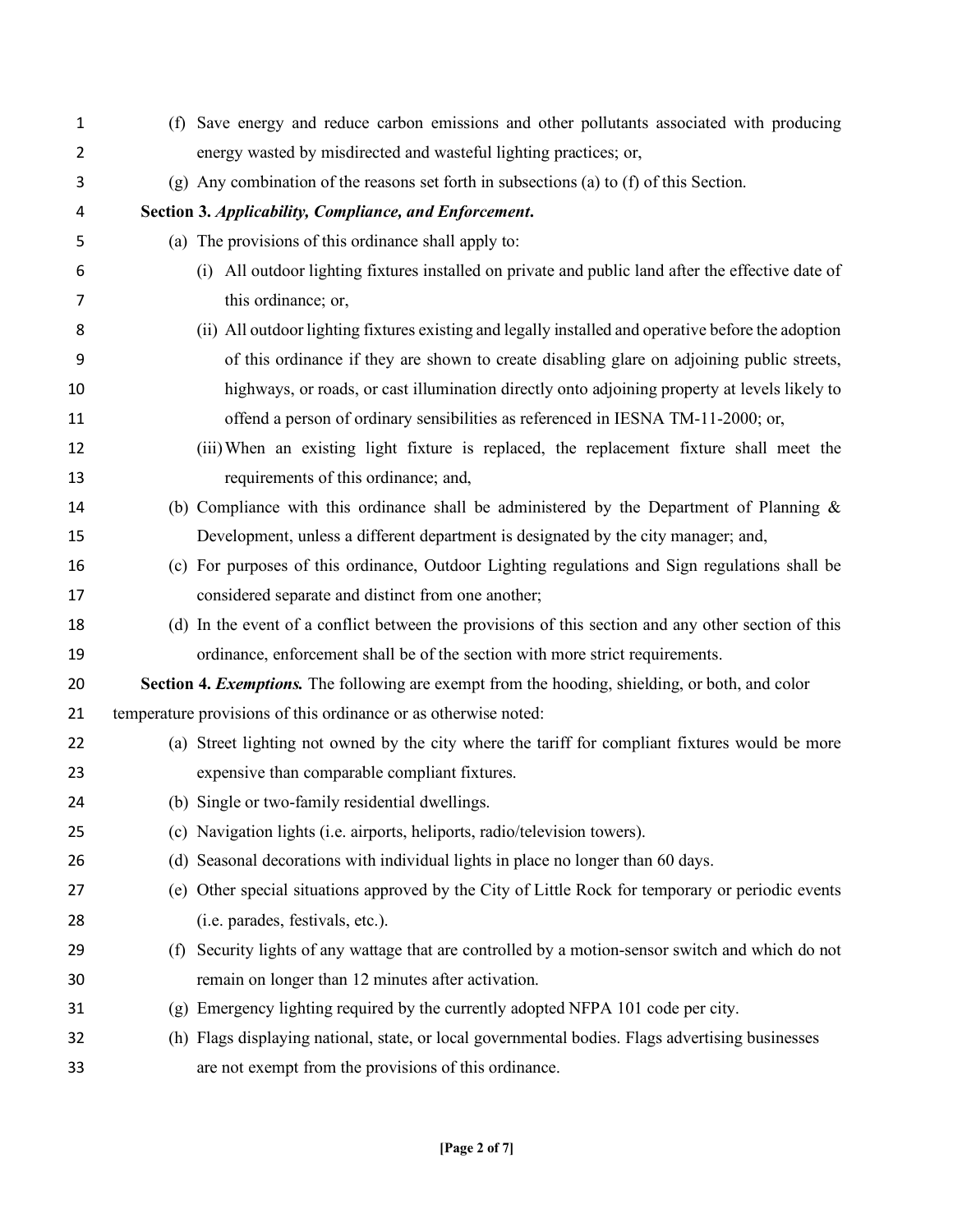(f) Save energy and reduce carbon emissions and other pollutants associated with producing energy wasted by misdirected and wasteful lighting practices; or,

(g) Any combination of the reasons set forth in subsections (a) to (f) of this Section.

**Section 3.** ***Applicability, Compliance, and Enforcement*****.**

(a) The provisions of this ordinance shall apply to:

(i) All outdoor lighting fixtures installed on private and public land after the effective date of this ordinance; or,

(ii) All outdoor lighting fixtures existing and legally installed and operative before the adoption of this ordinance if they are shown to create disabling glare on adjoining public streets, highways, or roads, or cast illumination directly onto adjoining property at levels likely to offend a person of ordinary sensibilities as referenced in IESNA TM-11-2000; or,

(iii) When an existing light fixture is replaced, the replacement fixture shall meet the requirements of this ordinance; and,

(b) Compliance with this ordinance shall be administered by the Department of Planning & Development, unless a different department is designated by the city manager; and,

(c) For purposes of this ordinance, Outdoor Lighting regulations and Sign regulations shall be considered separate and distinct from one another;

(d) In the event of a conflict between the provisions of this section and any other section of this ordinance, enforcement shall be of the section with more strict requirements.

**Section 4.** ***Exemptions.*** The following are exempt from the hooding, shielding, or both, and color temperature provisions of this ordinance or as otherwise noted:

(a) Street lighting not owned by the city where the tariff for compliant fixtures would be more expensive than comparable compliant fixtures.

(b) Single or two-family residential dwellings.

(c) Navigation lights (i.e. airports, heliports, radio/television towers).

(d) Seasonal decorations with individual lights in place no longer than 60 days.

(e) Other special situations approved by the City of Little Rock for temporary or periodic events (i.e. parades, festivals, etc.).

(f) Security lights of any wattage that are controlled by a motion-sensor switch and which do not remain on longer than 12 minutes after activation.

(g) Emergency lighting required by the currently adopted NFPA 101 code per city.

(h) Flags displaying national, state, or local governmental bodies. Flags advertising businesses are not exempt from the provisions of this ordinance.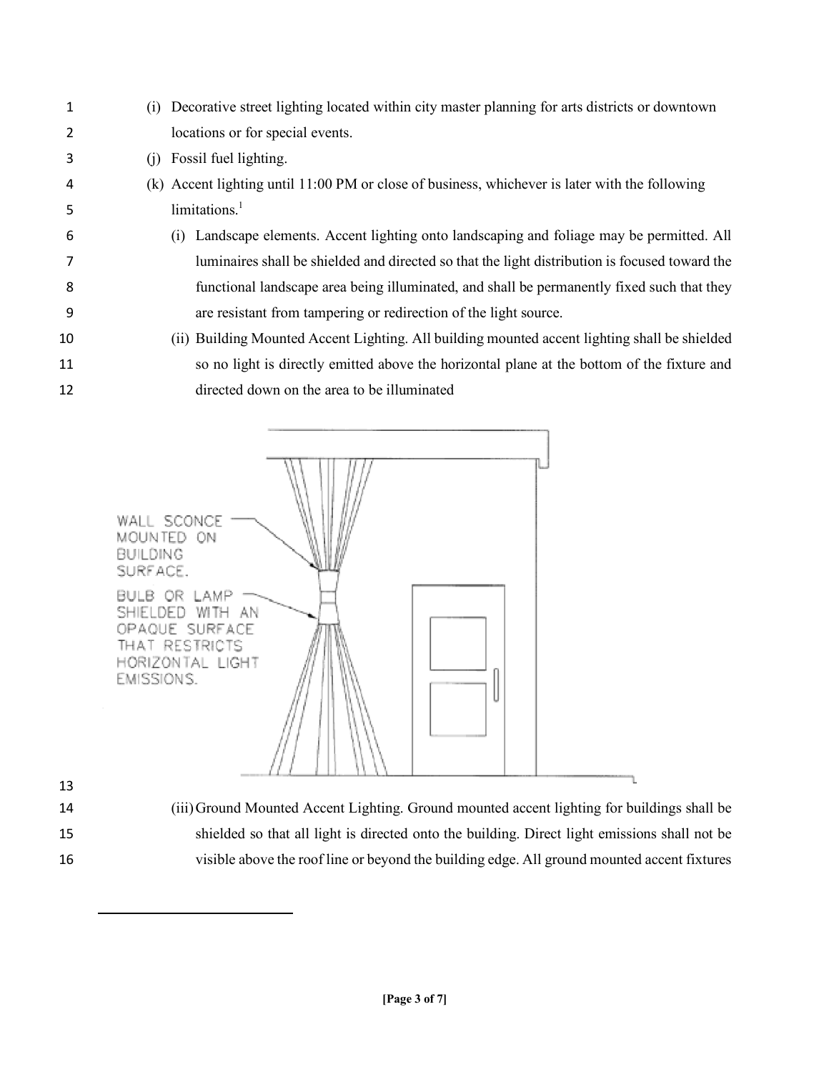(i) Decorative street lighting located within city master planning for arts districts or downtown locations or for special events.

(j) Fossil fuel lighting.

(k) Accent lighting until 11:00 PM or close of business, whichever is later with the following limitations.[1]

(i) Landscape elements. Accent lighting onto landscaping and foliage may be permitted. All luminaires shall be shielded and directed so that the light distribution is focused toward the functional landscape area being illuminated, and shall be permanently fixed such that they are resistant from tampering or redirection of the light source.

(ii) Building Mounted Accent Lighting. All building mounted accent lighting shall be shielded so no light is directly emitted above the horizontal plane at the bottom of the fixture and directed down on the area to be illuminated

(iii) Ground Mounted Accent Lighting. Ground mounted accent lighting for buildings shall be shielded so that all light is directed onto the building. Direct light emissions shall not be visible above the roof line or beyond the building edge. All ground mounted accent fixtures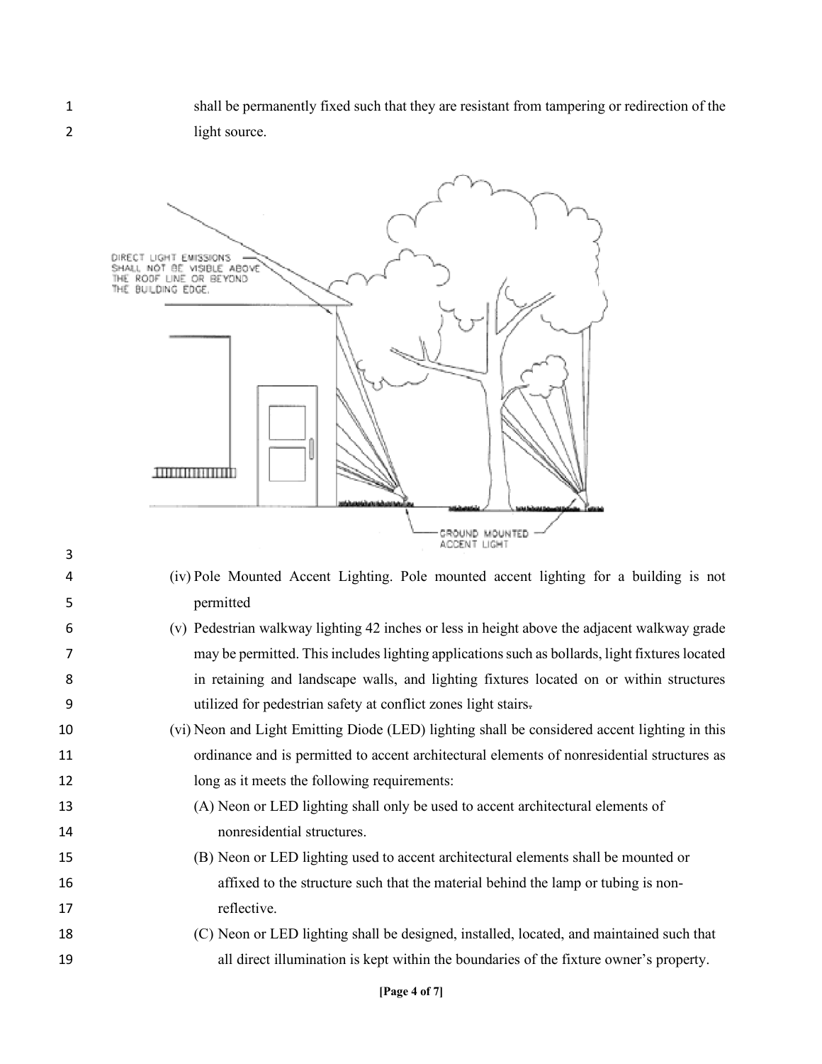shall be permanently fixed such that they are resistant from tampering or redirection of the light source.

DIRECT LIGHT EMISSIONS SHALL NOT BE VISIBLE ABOVE THE ROOF LINE OR BEYOND THE BUILDING EDGE.

GROUND MOUNTED ACCENT LIGHT

(iv) Pole Mounted Accent Lighting. Pole mounted accent lighting for a building is not permitted

(v) Pedestrian walkway lighting 42 inches or less in height above the adjacent walkway grade may be permitted. This includes lighting applications such as bollards, light fixtures located in retaining and landscape walls, and lighting fixtures located on or within structures utilized for pedestrian safety at conflict zones light stairs~~.~~

(vi) Neon and Light Emitting Diode (LED) lighting shall be considered accent lighting in this ordinance and is permitted to accent architectural elements of nonresidential structures as long as it meets the following requirements:

(A) Neon or LED lighting shall only be used to accent architectural elements of nonresidential structures.

(B) Neon or LED lighting used to accent architectural elements shall be mounted or affixed to the structure such that the material behind the lamp or tubing is non-reflective.

(C) Neon or LED lighting shall be designed, installed, located, and maintained such that all direct illumination is kept within the boundaries of the fixture owner's property.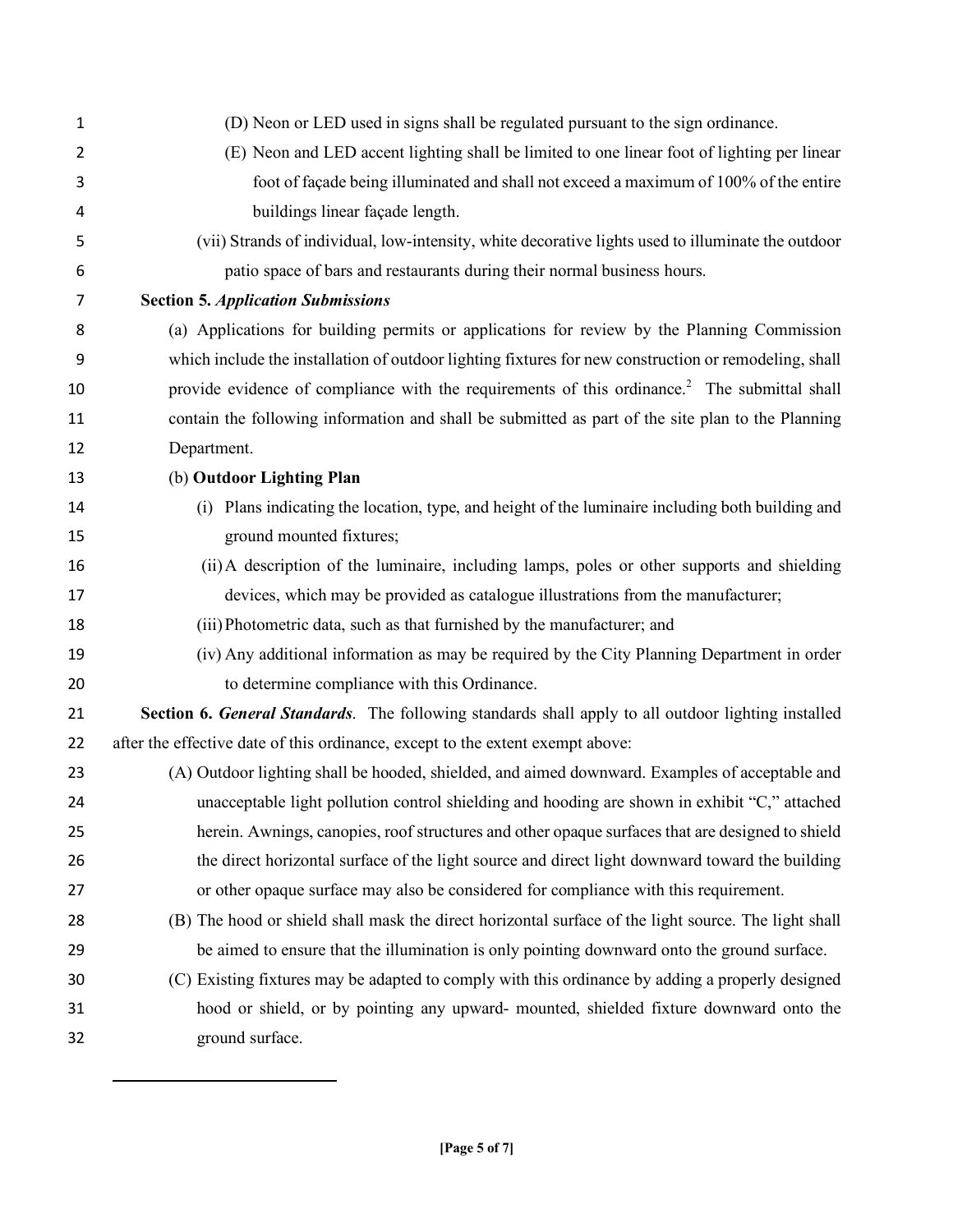(D) Neon or LED used in signs shall be regulated pursuant to the sign ordinance.

(E) Neon and LED accent lighting shall be limited to one linear foot of lighting per linear foot of façade being illuminated and shall not exceed a maximum of 100% of the entire buildings linear façade length.

(vii) Strands of individual, low-intensity, white decorative lights used to illuminate the outdoor patio space of bars and restaurants during their normal business hours.

**Section 5.** ***Application Submissions***

(a) Applications for building permits or applications for review by the Planning Commission which include the installation of outdoor lighting fixtures for new construction or remodeling, shall provide evidence of compliance with the requirements of this ordinance.[2] The submittal shall contain the following information and shall be submitted as part of the site plan to the Planning Department.

(b) **Outdoor Lighting Plan**

(i) Plans indicating the location, type, and height of the luminaire including both building and ground mounted fixtures;

(ii) A description of the luminaire, including lamps, poles or other supports and shielding devices, which may be provided as catalogue illustrations from the manufacturer;

(iii) Photometric data, such as that furnished by the manufacturer; and

(iv) Any additional information as may be required by the City Planning Department in order to determine compliance with this Ordinance.

**Section 6.** ***General Standards***. The following standards shall apply to all outdoor lighting installed after the effective date of this ordinance, except to the extent exempt above:

(A) Outdoor lighting shall be hooded, shielded, and aimed downward. Examples of acceptable and unacceptable light pollution control shielding and hooding are shown in exhibit "C," attached herein. Awnings, canopies, roof structures and other opaque surfaces that are designed to shield the direct horizontal surface of the light source and direct light downward toward the building or other opaque surface may also be considered for compliance with this requirement.

(B) The hood or shield shall mask the direct horizontal surface of the light source. The light shall be aimed to ensure that the illumination is only pointing downward onto the ground surface.

(C) Existing fixtures may be adapted to comply with this ordinance by adding a properly designed hood or shield, or by pointing any upward- mounted, shielded fixture downward onto the ground surface.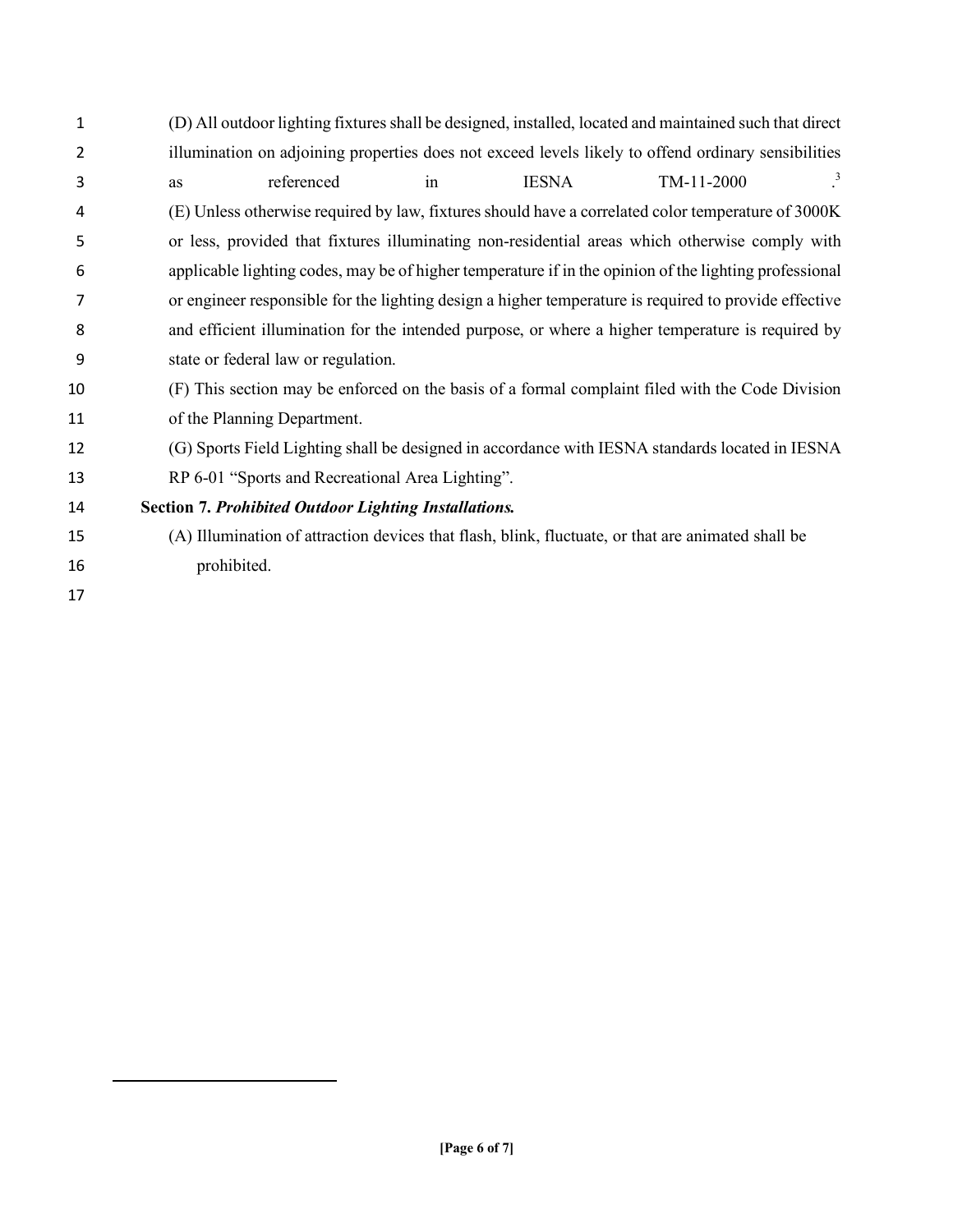(D) All outdoor lighting fixtures shall be designed, installed, located and maintained such that direct illumination on adjoining properties does not exceed levels likely to offend ordinary sensibilities as referenced in IESNA TM-11-2000.[3]

(E) Unless otherwise required by law, fixtures should have a correlated color temperature of 3000K or less, provided that fixtures illuminating non-residential areas which otherwise comply with applicable lighting codes, may be of higher temperature if in the opinion of the lighting professional or engineer responsible for the lighting design a higher temperature is required to provide effective and efficient illumination for the intended purpose, or where a higher temperature is required by state or federal law or regulation.

(F) This section may be enforced on the basis of a formal complaint filed with the Code Division of the Planning Department.

(G) Sports Field Lighting shall be designed in accordance with IESNA standards located in IESNA RP 6-01 "Sports and Recreational Area Lighting".

**Section 7.** ***Prohibited Outdoor Lighting Installations.***

(A) Illumination of attraction devices that flash, blink, fluctuate, or that are animated shall be prohibited.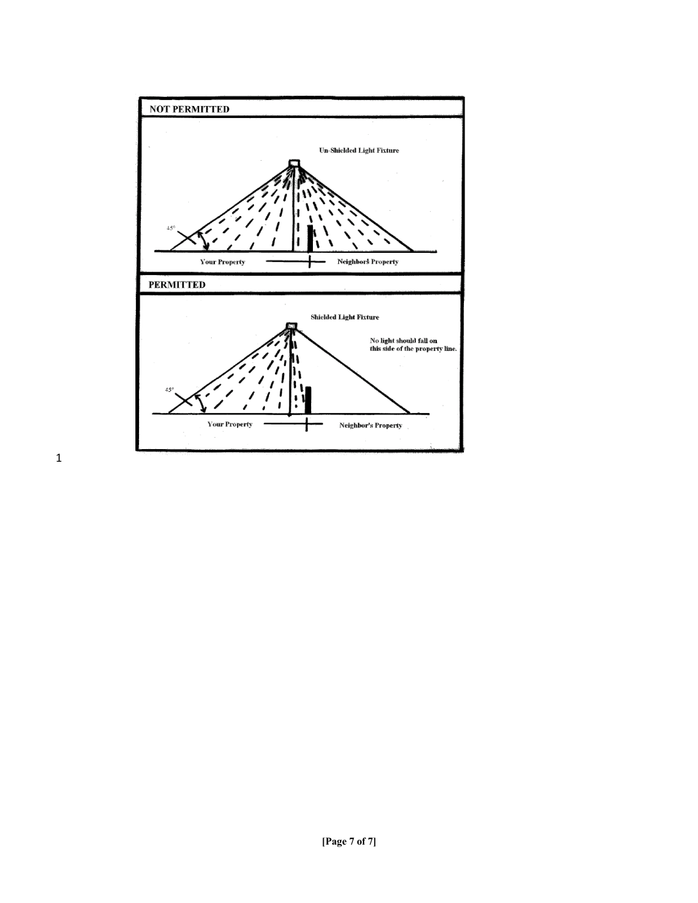**NOT PERMITTED**

Un-Shielded Light Fixture

45°

Your Property

Neighbor's Property

**PERMITTED**

Shielded Light Fixture

No light should fall on this side of the property line.

45°

Your Property

Neighbor's Property

1